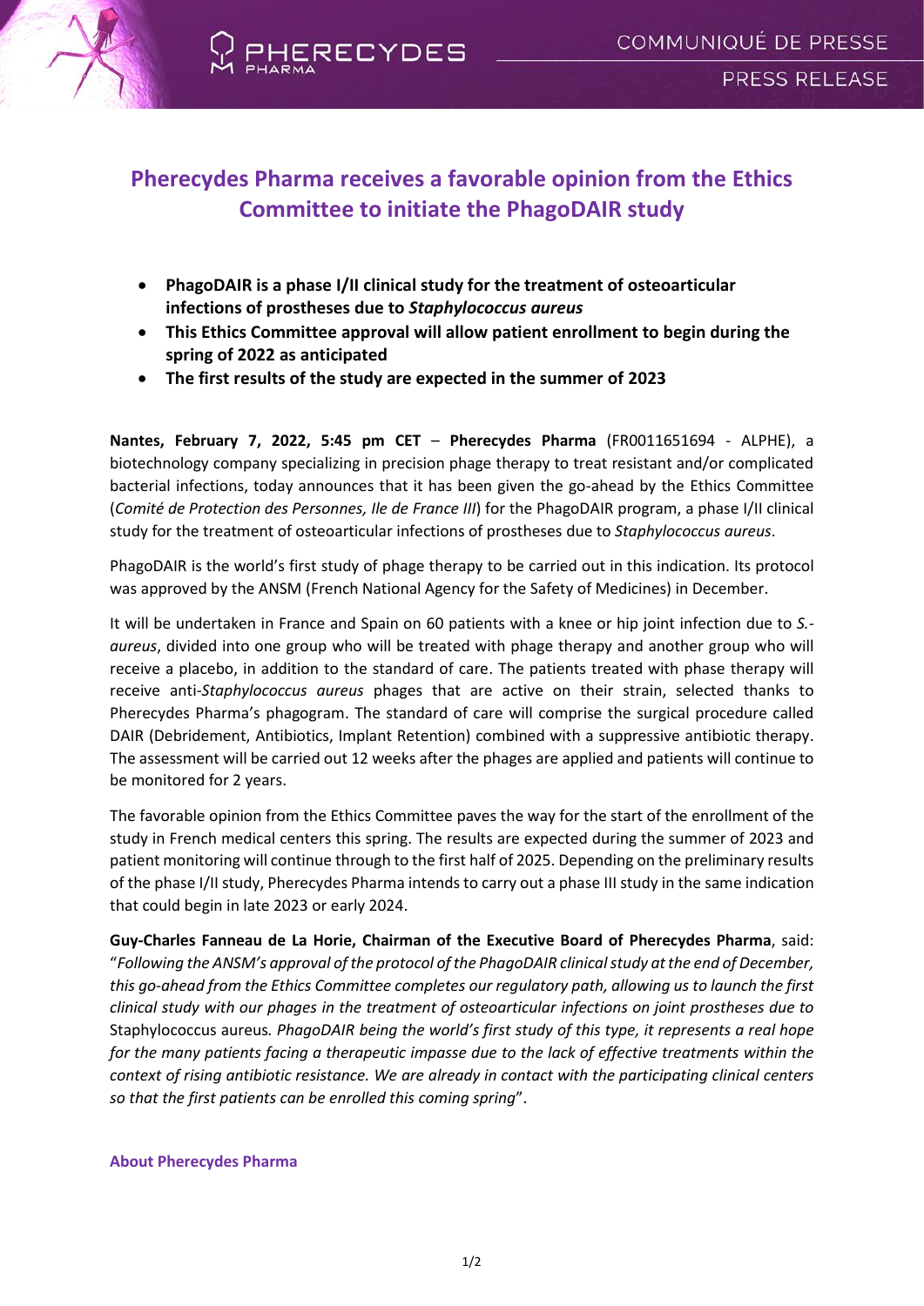# Pherecydes Pharma receives a favorable opinion from the Ethics Committee to initiate the PhagoDAIR study

- **PhagoDAIR is a phase I/II clinical study for the treatment of osteoarticular infections of prostheses due to *Staphylococcus aureus***
- **This Ethics Committee approval will allow patient enrollment to begin during the spring of 2022 as anticipated**
- **The first results of the study are expected in the summer of 2023**

**Nantes, February 7, 2022, 5:45 pm CET** – **Pherecydes Pharma** (FR0011651694 - ALPHE), a biotechnology company specializing in precision phage therapy to treat resistant and/or complicated bacterial infections, today announces that it has been given the go-ahead by the Ethics Committee (*Comité de Protection des Personnes, Ile de France III*) for the PhagoDAIR program, a phase I/II clinical study for the treatment of osteoarticular infections of prostheses due to *Staphylococcus aureus*.

PhagoDAIR is the world's first study of phage therapy to be carried out in this indication. Its protocol was approved by the ANSM (French National Agency for the Safety of Medicines) in December.

It will be undertaken in France and Spain on 60 patients with a knee or hip joint infection due to *S.-aureus*, divided into one group who will be treated with phage therapy and another group who will receive a placebo, in addition to the standard of care. The patients treated with phase therapy will receive anti-*Staphylococcus aureus* phages that are active on their strain, selected thanks to Pherecydes Pharma's phagogram. The standard of care will comprise the surgical procedure called DAIR (Debridement, Antibiotics, Implant Retention) combined with a suppressive antibiotic therapy. The assessment will be carried out 12 weeks after the phages are applied and patients will continue to be monitored for 2 years.

The favorable opinion from the Ethics Committee paves the way for the start of the enrollment of the study in French medical centers this spring. The results are expected during the summer of 2023 and patient monitoring will continue through to the first half of 2025. Depending on the preliminary results of the phase I/II study, Pherecydes Pharma intends to carry out a phase III study in the same indication that could begin in late 2023 or early 2024.

**Guy-Charles Fanneau de La Horie, Chairman of the Executive Board of Pherecydes Pharma**, said: "*Following the ANSM's approval of the protocol of the PhagoDAIR clinical study at the end of December, this go-ahead from the Ethics Committee completes our regulatory path, allowing us to launch the first clinical study with our phages in the treatment of osteoarticular infections on joint prostheses due to* Staphylococcus aureus*. PhagoDAIR being the world's first study of this type, it represents a real hope for the many patients facing a therapeutic impasse due to the lack of effective treatments within the context of rising antibiotic resistance. We are already in contact with the participating clinical centers so that the first patients can be enrolled this coming spring*".

## About Pherecydes Pharma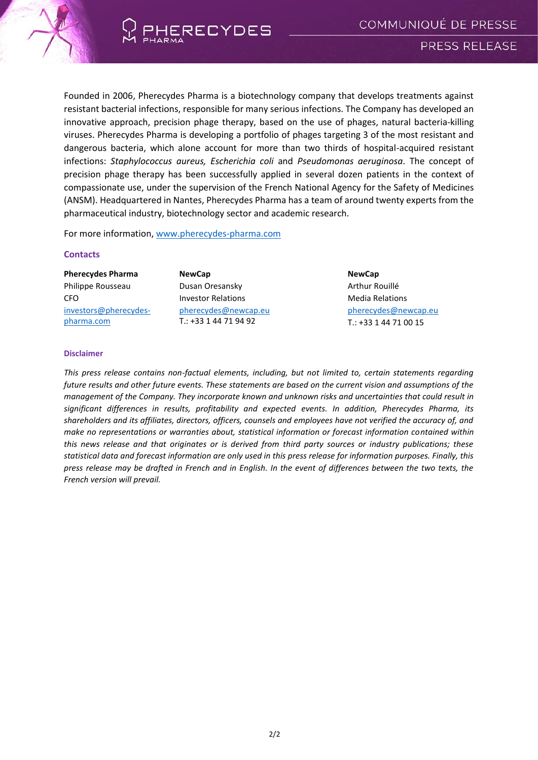Founded in 2006, Pherecydes Pharma is a biotechnology company that develops treatments against resistant bacterial infections, responsible for many serious infections. The Company has developed an innovative approach, precision phage therapy, based on the use of phages, natural bacteria-killing viruses. Pherecydes Pharma is developing a portfolio of phages targeting 3 of the most resistant and dangerous bacteria, which alone account for more than two thirds of hospital-acquired resistant infections: *Staphylococcus aureus, Escherichia coli* and *Pseudomonas aeruginosa*. The concept of precision phage therapy has been successfully applied in several dozen patients in the context of compassionate use, under the supervision of the French National Agency for the Safety of Medicines (ANSM). Headquartered in Nantes, Pherecydes Pharma has a team of around twenty experts from the pharmaceutical industry, biotechnology sector and academic research.

For more information, [www.pherecydes-pharma.com](http://www.pherecydes-pharma.com)

## Contacts

**Pherecydes Pharma**
Philippe Rousseau
CFO
investors@pherecydes-pharma.com

**NewCap**
Dusan Oresansky
Investor Relations
pherecydes@newcap.eu
T.: +33 1 44 71 94 92

**NewCap**
Arthur Rouillé
Media Relations
pherecydes@newcap.eu
T.: +33 1 44 71 00 15

## Disclaimer

*This press release contains non-factual elements, including, but not limited to, certain statements regarding future results and other future events. These statements are based on the current vision and assumptions of the management of the Company. They incorporate known and unknown risks and uncertainties that could result in significant differences in results, profitability and expected events. In addition, Pherecydes Pharma, its shareholders and its affiliates, directors, officers, counsels and employees have not verified the accuracy of, and make no representations or warranties about, statistical information or forecast information contained within this news release and that originates or is derived from third party sources or industry publications; these statistical data and forecast information are only used in this press release for information purposes. Finally, this press release may be drafted in French and in English. In the event of differences between the two texts, the French version will prevail.*